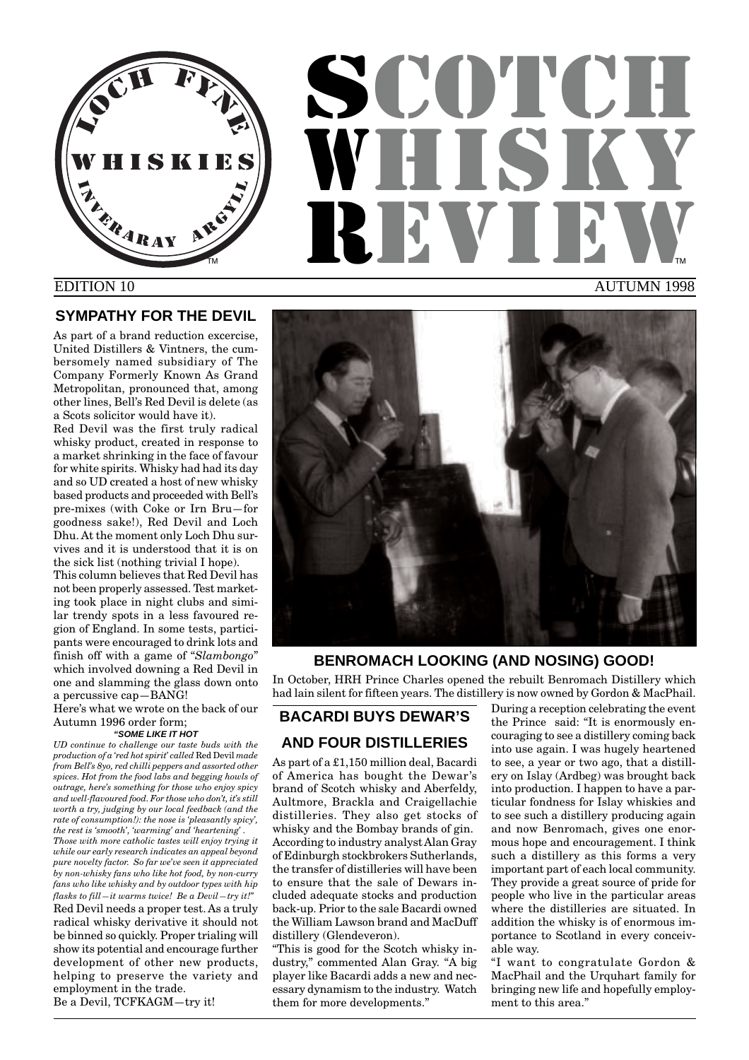LOCH FYNE WHISKIES INVERARAY ARGYLL™

# SCOTCH WHISKY REVIEW™

EDITION 10 AUTUMN 1998

## SYMPATHY FOR THE DEVIL

As part of a brand reduction excercise, United Distillers & Vintners, the cumbersomely named subsidiary of The Company Formerly Known As Grand Metropolitan, pronounced that, among other lines, Bell's Red Devil is delete (as a Scots solicitor would have it).

Red Devil was the first truly radical whisky product, created in response to a market shrinking in the face of favour for white spirits. Whisky had had its day and so UD created a host of new whisky based products and proceeded with Bell's pre-mixes (with Coke or Irn Bru—for goodness sake!), Red Devil and Loch Dhu. At the moment only Loch Dhu survives and it is understood that it is on the sick list (nothing trivial I hope).

This column believes that Red Devil has not been properly assessed. Test marketing took place in night clubs and similar trendy spots in a less favoured region of England. In some tests, participants were encouraged to drink lots and finish off with a game of "*Slambongo*" which involved downing a Red Devil in one and slamming the glass down onto a percussive cap—BANG!

Here's what we wrote on the back of our Autumn 1996 order form;

***"SOME LIKE IT HOT***

*UD continue to challenge our taste buds with the production of a 'red hot spirit' called* Red Devil *made from Bell's 8yo, red chilli peppers and assorted other spices. Hot from the food labs and begging howls of outrage, here's something for those who enjoy spicy and well-flavoured food. For those who don't, it's still worth a try, judging by our local feedback (and the rate of consumption!): the nose is 'pleasantly spicy', the rest is 'smooth', 'warming' and 'heartening'.*

*Those with more catholic tastes will enjoy trying it while our early research indicates an appeal beyond pure novelty factor. So far we've seen it appreciated by non-whisky fans who like hot food, by non-curry fans who like whisky and by outdoor types with hip flasks to fill—it warms twice! Be a Devil—try it!"*

Red Devil needs a proper test. As a truly radical whisky derivative it should not be binned so quickly. Proper trialing will show its potential and encourage further development of other new products, helping to preserve the variety and employment in the trade.

Be a Devil, TCFKAGM—try it!

## BENROMACH LOOKING (AND NOSING) GOOD!

In October, HRH Prince Charles opened the rebuilt Benromach Distillery which had lain silent for fifteen years. The distillery is now owned by Gordon & MacPhail.

During a reception celebrating the event the Prince said: "It is enormously encouraging to see a distillery coming back into use again. I was hugely heartened to see, a year or two ago, that a distillery on Islay (Ardbeg) was brought back into production. I happen to have a particular fondness for Islay whiskies and to see such a distillery producing again and now Benromach, gives one enormous hope and encouragement. I think such a distillery as this forms a very important part of each local community. They provide a great source of pride for people who live in the particular areas where the distilleries are situated. In addition the whisky is of enormous importance to Scotland in every conceivable way.

"I want to congratulate Gordon & MacPhail and the Urquhart family for bringing new life and hopefully employment to this area."

## BACARDI BUYS DEWAR'S AND FOUR DISTILLERIES

As part of a £1,150 million deal, Bacardi of America has bought the Dewar's brand of Scotch whisky and Aberfeldy, Aultmore, Brackla and Craigellachie distilleries. They also get stocks of whisky and the Bombay brands of gin.

According to industry analyst Alan Gray of Edinburgh stockbrokers Sutherlands, the transfer of distilleries will have been to ensure that the sale of Dewars included adequate stocks and production back-up. Prior to the sale Bacardi owned the William Lawson brand and MacDuff distillery (Glendeveron).

"This is good for the Scotch whisky industry," commented Alan Gray. "A big player like Bacardi adds a new and necessary dynamism to the industry. Watch them for more developments."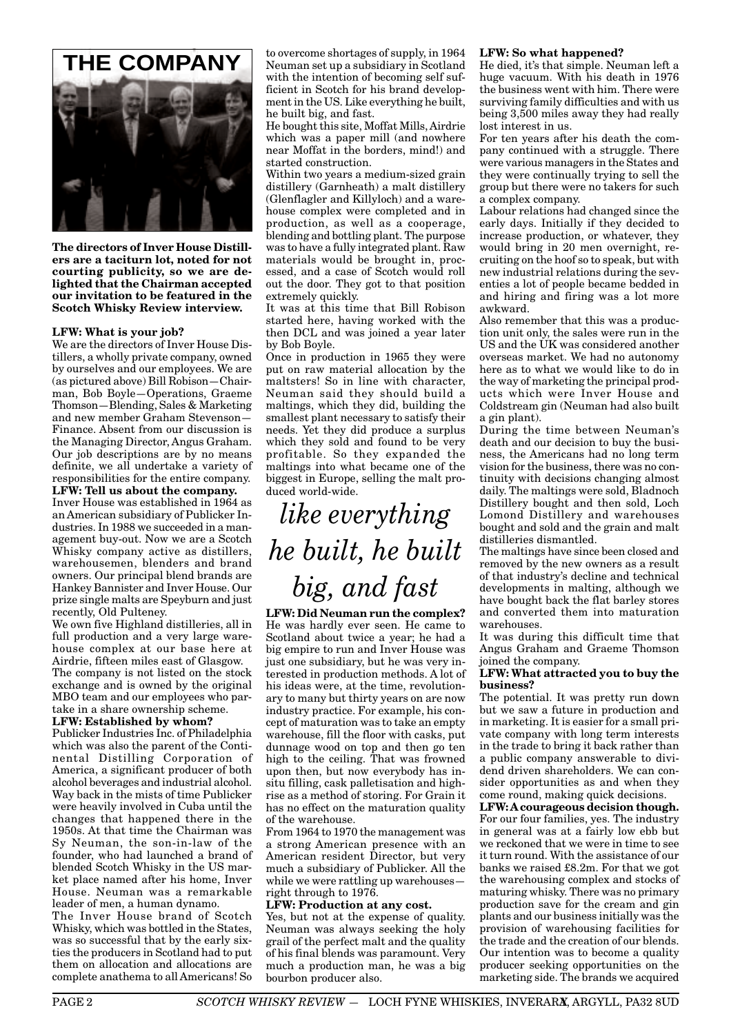# THE COMPANY

**The directors of Inver House Distillers are a taciturn lot, noted for not courting publicity, so we are delighted that the Chairman accepted our invitation to be featured in the Scotch Whisky Review interview.**

**LFW: What is your job?**

We are the directors of Inver House Distillers, a wholly private company, owned by ourselves and our employees. We are (as pictured above) Bill Robison—Chairman, Bob Boyle—Operations, Graeme Thomson—Blending, Sales & Marketing and new member Graham Stevenson—Finance. Absent from our discussion is the Managing Director, Angus Graham. Our job descriptions are by no means definite, we all undertake a variety of responsibilities for the entire company.

**LFW: Tell us about the company.**

Inver House was established in 1964 as an American subsidiary of Publicker Industries. In 1988 we succeeded in a management buy-out. Now we are a Scotch Whisky company active as distillers, warehousemen, blenders and brand owners. Our principal blend brands are Hankey Bannister and Inver House. Our prize single malts are Speyburn and just recently, Old Pulteney.

We own five Highland distilleries, all in full production and a very large warehouse complex at our base here at Airdrie, fifteen miles east of Glasgow.

The company is not listed on the stock exchange and is owned by the original MBO team and our employees who partake in a share ownership scheme.

**LFW: Established by whom?**

Publicker Industries Inc. of Philadelphia which was also the parent of the Continental Distilling Corporation of America, a significant producer of both alcohol beverages and industrial alcohol. Way back in the mists of time Publicker were heavily involved in Cuba until the changes that happened there in the 1950s. At that time the Chairman was Sy Neuman, the son-in-law of the founder, who had launched a brand of blended Scotch Whisky in the US market place named after his home, Inver House. Neuman was a remarkable leader of men, a human dynamo.

The Inver House brand of Scotch Whisky, which was bottled in the States, was so successful that by the early sixties the producers in Scotland had to put them on allocation and allocations are complete anathema to all Americans! So to overcome shortages of supply, in 1964 Neuman set up a subsidiary in Scotland with the intention of becoming self sufficient in Scotch for his brand development in the US. Like everything he built, he built big, and fast.

He bought this site, Moffat Mills, Airdrie which was a paper mill (and nowhere near Moffat in the borders, mind!) and started construction.

Within two years a medium-sized grain distillery (Garnheath) a malt distillery (Glenflagler and Killyloch) and a warehouse complex were completed and in production, as well as a cooperage, blending and bottling plant. The purpose was to have a fully integrated plant. Raw materials would be brought in, processed, and a case of Scotch would roll out the door. They got to that position extremely quickly.

It was at this time that Bill Robison started here, having worked with the then DCL and was joined a year later by Bob Boyle.

Once in production in 1965 they were put on raw material allocation by the maltsters! So in line with character, Neuman said they should build a maltings, which they did, building the smallest plant necessary to satisfy their needs. Yet they did produce a surplus which they sold and found to be very profitable. So they expanded the maltings into what became one of the biggest in Europe, selling the malt produced world-wide.

*like everything he built, he built big, and fast*

**LFW: Did Neuman run the complex?**

He was hardly ever seen. He came to Scotland about twice a year; he had a big empire to run and Inver House was just one subsidiary, but he was very interested in production methods. A lot of his ideas were, at the time, revolutionary to many but thirty years on are now industry practice. For example, his concept of maturation was to take an empty warehouse, fill the floor with casks, put dunnage wood on top and then go ten high to the ceiling. That was frowned upon then, but now everybody has in-situ filling, cask palletisation and high-rise as a method of storing. For Grain it has no effect on the maturation quality of the warehouse.

From 1964 to 1970 the management was a strong American presence with an American resident Director, but very much a subsidiary of Publicker. All the while we were rattling up warehouses—right through to 1976.

**LFW: Production at any cost.**

Yes, but not at the expense of quality. Neuman was always seeking the holy grail of the perfect malt and the quality of his final blends was paramount. Very much a production man, he was a big bourbon producer also.

**LFW: So what happened?**

He died, it's that simple. Neuman left a huge vacuum. With his death in 1976 the business went with him. There were surviving family difficulties and with us being 3,500 miles away they had really lost interest in us.

For ten years after his death the company continued with a struggle. There were various managers in the States and they were continually trying to sell the group but there were no takers for such a complex company.

Labour relations had changed since the early days. Initially if they decided to increase production, or whatever, they would bring in 20 men overnight, recruiting on the hoof so to speak, but with new industrial relations during the seventies a lot of people became bedded in and hiring and firing was a lot more awkward.

Also remember that this was a production unit only, the sales were run in the US and the UK was considered another overseas market. We had no autonomy here as to what we would like to do in the way of marketing the principal products which were Inver House and Coldstream gin (Neuman had also built a gin plant).

During the time between Neuman's death and our decision to buy the business, the Americans had no long term vision for the business, there was no continuity with decisions changing almost daily. The maltings were sold, Bladnoch Distillery bought and then sold, Loch Lomond Distillery and warehouses bought and sold and the grain and malt distilleries dismantled.

The maltings have since been closed and removed by the new owners as a result of that industry's decline and technical developments in malting, although we have bought back the flat barley stores and converted them into maturation warehouses.

It was during this difficult time that Angus Graham and Graeme Thomson joined the company.

**LFW: What attracted you to buy the business?**

The potential. It was pretty run down but we saw a future in production and in marketing. It is easier for a small private company with long term interests in the trade to bring it back rather than a public company answerable to dividend driven shareholders. We can consider opportunities as and when they come round, making quick decisions.

**LFW: A courageous decision though.**

For our four families, yes. The industry in general was at a fairly low ebb but we reckoned that we were in time to see it turn round. With the assistance of our banks we raised £8.2m. For that we got the warehousing complex and stocks of maturing whisky. There was no primary production save for the cream and gin plants and our business initially was the provision of warehousing facilities for the trade and the creation of our blends. Our intention was to become a quality producer seeking opportunities on the marketing side. The brands we acquired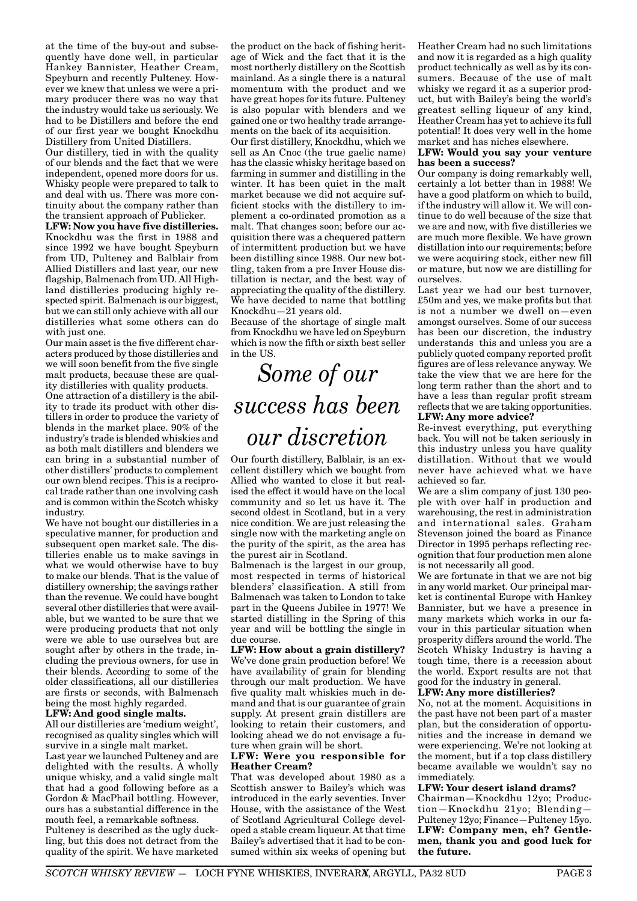at the time of the buy-out and subsequently have done well, in particular Hankey Bannister, Heather Cream, Speyburn and recently Pulteney. However we knew that unless we were a primary producer there was no way that the industry would take us seriously. We had to be Distillers and before the end of our first year we bought Knockdhu Distillery from United Distillers.

Our distillery, tied in with the quality of our blends and the fact that we were independent, opened more doors for us. Whisky people were prepared to talk to and deal with us. There was more continuity about the company rather than the transient approach of Publicker.

**LFW: Now you have five distilleries.**

Knockdhu was the first in 1988 and since 1992 we have bought Speyburn from UD, Pulteney and Balblair from Allied Distillers and last year, our new flagship, Balmenach from UD. All Highland distilleries producing highly respected spirit. Balmenach is our biggest, but we can still only achieve with all our distilleries what some others can do with just one.

Our main asset is the five different characters produced by those distilleries and we will soon benefit from the five single malt products, because these are quality distilleries with quality products.

One attraction of a distillery is the ability to trade its product with other distillers in order to produce the variety of blends in the market place. 90% of the industry's trade is blended whiskies and as both malt distillers and blenders we can bring in a substantial number of other distillers' products to complement our own blend recipes. This is a reciprocal trade rather than one involving cash and is common within the Scotch whisky industry.

We have not bought our distilleries in a speculative manner, for production and subsequent open market sale. The distilleries enable us to make savings in what we would otherwise have to buy to make our blends. That is the value of distillery ownership; the savings rather than the revenue. We could have bought several other distilleries that were available, but we wanted to be sure that we were producing products that not only were we able to use ourselves but are sought after by others in the trade, including the previous owners, for use in their blends. According to some of the older classifications, all our distilleries are firsts or seconds, with Balmenach being the most highly regarded.

**LFW: And good single malts.**

All our distilleries are 'medium weight', recognised as quality singles which will survive in a single malt market.

Last year we launched Pulteney and are delighted with the results. A wholly unique whisky, and a valid single malt that had a good following before as a Gordon & MacPhail bottling. However, ours has a substantial difference in the mouth feel, a remarkable softness.

Pulteney is described as the ugly duckling, but this does not detract from the quality of the spirit. We have marketed the product on the back of fishing heritage of Wick and the fact that it is the most northerly distillery on the Scottish mainland. As a single there is a natural momentum with the product and we have great hopes for its future. Pulteney is also popular with blenders and we gained one or two healthy trade arrangements on the back of its acquisition.

Our first distillery, Knockdhu, which we sell as An Cnoc (the true gaelic name) has the classic whisky heritage based on farming in summer and distilling in the winter. It has been quiet in the malt market because we did not acquire sufficient stocks with the distillery to implement a co-ordinated promotion as a malt. That changes soon; before our acquisition there was a chequered pattern of intermittent production but we have been distilling since 1988. Our new bottling, taken from a pre Inver House distillation is nectar, and the best way of appreciating the quality of the distillery. We have decided to name that bottling Knockdhu—21 years old.

Because of the shortage of single malt from Knockdhu we have led on Speyburn which is now the fifth or sixth best seller in the US.

*Some of our success has been our discretion*

Our fourth distillery, Balblair, is an excellent distillery which we bought from Allied who wanted to close it but realised the effect it would have on the local community and so let us have it. The second oldest in Scotland, but in a very nice condition. We are just releasing the single now with the marketing angle on the purity of the spirit, as the area has the purest air in Scotland.

Balmenach is the largest in our group, most respected in terms of historical blenders' classification. A still from Balmenach was taken to London to take part in the Queens Jubilee in 1977! We started distilling in the Spring of this year and will be bottling the single in due course.

**LFW: How about a grain distillery?**

We've done grain production before! We have availability of grain for blending through our malt production. We have five quality malt whiskies much in demand and that is our guarantee of grain supply. At present grain distillers are looking to retain their customers, and looking ahead we do not envisage a future when grain will be short.

**LFW: Were you responsible for Heather Cream?**

That was developed about 1980 as a Scottish answer to Bailey's which was introduced in the early seventies. Inver House, with the assistance of the West of Scotland Agricultural College developed a stable cream liqueur. At that time Bailey's advertised that it had to be consumed within six weeks of opening but Heather Cream had no such limitations and now it is regarded as a high quality product technically as well as by its consumers. Because of the use of malt whisky we regard it as a superior product, but with Bailey's being the world's greatest selling liqueur of any kind, Heather Cream has yet to achieve its full potential! It does very well in the home market and has niches elsewhere.

**LFW: Would you say your venture has been a success?**

Our company is doing remarkably well, certainly a lot better than in 1988! We have a good platform on which to build, if the industry will allow it. We will continue to do well because of the size that we are and now, with five distilleries we are much more flexible. We have grown distillation into our requirements; before we were acquiring stock, either new fill or mature, but now we are distilling for ourselves.

Last year we had our best turnover, £50m and yes, we make profits but that is not a number we dwell on—even amongst ourselves. Some of our success has been our discretion, the industry understands this and unless you are a publicly quoted company reported profit figures are of less relevance anyway. We take the view that we are here for the long term rather than the short and to have a less than regular profit stream reflects that we are taking opportunities.

**LFW: Any more advice?**

Re-invest everything, put everything back. You will not be taken seriously in this industry unless you have quality distillation. Without that we would never have achieved what we have achieved so far.

We are a slim company of just 130 people with over half in production and warehousing, the rest in administration and international sales. Graham Stevenson joined the board as Finance Director in 1995 perhaps reflecting recognition that four production men alone is not necessarily all good.

We are fortunate in that we are not big in any world market. Our principal market is continental Europe with Hankey Bannister, but we have a presence in many markets which works in our favour in this particular situation when prosperity differs around the world. The Scotch Whisky Industry is having a tough time, there is a recession about the world. Export results are not that good for the industry in general.

**LFW: Any more distilleries?**

No, not at the moment. Acquisitions in the past have not been part of a master plan, but the consideration of opportunities and the increase in demand we were experiencing. We're not looking at the moment, but if a top class distillery became available we wouldn't say no immediately.

**LFW: Your desert island drams?**

Chairman—Knockdhu 12yo; Production—Knockdhu 21yo; Blending—Pulteney 12yo; Finance—Pulteney 15yo.

**LFW: Company men, eh? Gentlemen, thank you and good luck for the future.**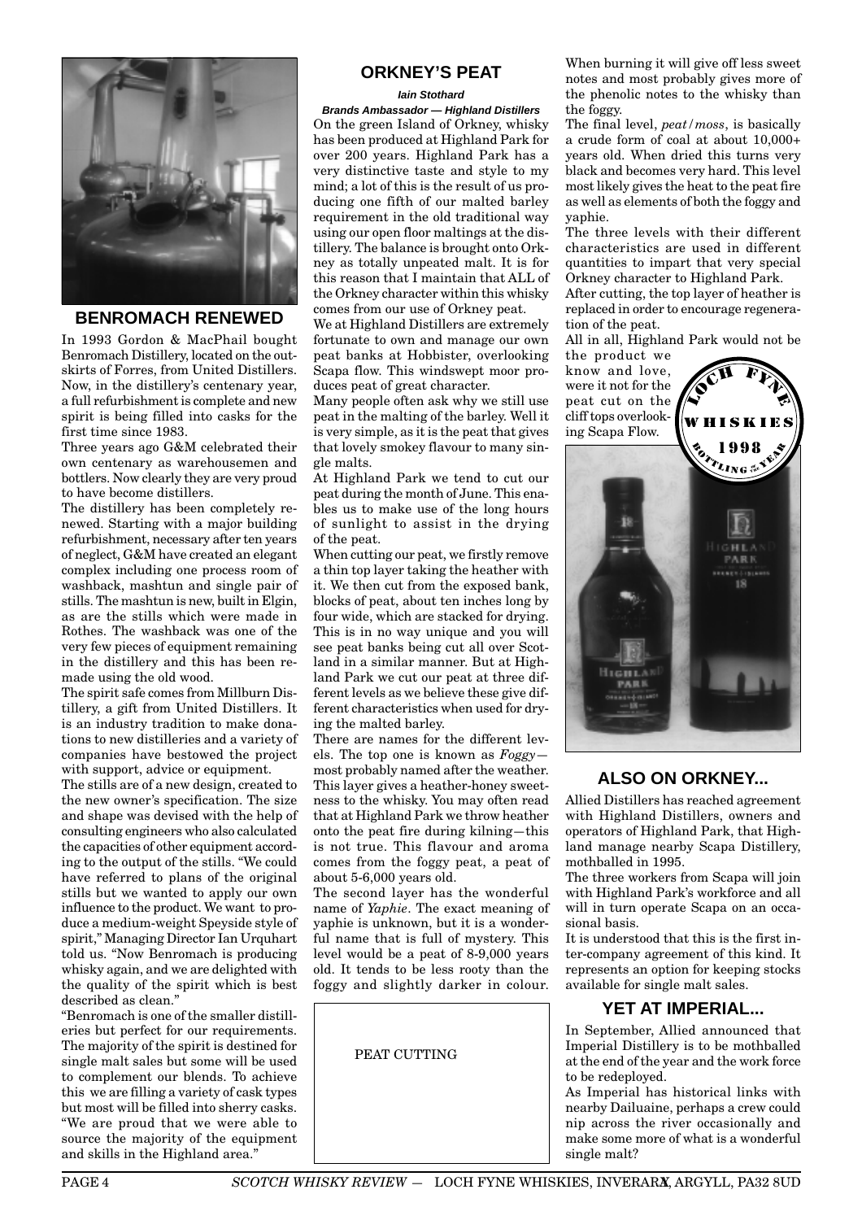## BENROMACH RENEWED

In 1993 Gordon & MacPhail bought Benromach Distillery, located on the outskirts of Forres, from United Distillers. Now, in the distillery's centenary year, a full refurbishment is complete and new spirit is being filled into casks for the first time since 1983.

Three years ago G&M celebrated their own centenary as warehousemen and bottlers. Now clearly they are very proud to have become distillers.

The distillery has been completely renewed. Starting with a major building refurbishment, necessary after ten years of neglect, G&M have created an elegant complex including one process room of washback, mashtun and single pair of stills. The mashtun is new, built in Elgin, as are the stills which were made in Rothes. The washback was one of the very few pieces of equipment remaining in the distillery and this has been remade using the old wood.

The spirit safe comes from Millburn Distillery, a gift from United Distillers. It is an industry tradition to make donations to new distilleries and a variety of companies have bestowed the project with support, advice or equipment.

The stills are of a new design, created to the new owner's specification. The size and shape was devised with the help of consulting engineers who also calculated the capacities of other equipment according to the output of the stills. "We could have referred to plans of the original stills but we wanted to apply our own influence to the product. We want to produce a medium-weight Speyside style of spirit," Managing Director Ian Urquhart told us. "Now Benromach is producing whisky again, and we are delighted with the quality of the spirit which is best described as clean."

"Benromach is one of the smaller distilleries but perfect for our requirements. The majority of the spirit is destined for single malt sales but some will be used to complement our blends. To achieve this we are filling a variety of cask types but most will be filled into sherry casks. "We are proud that we were able to source the majority of the equipment and skills in the Highland area."

## ORKNEY'S PEAT

***Iain Stothard***

***Brands Ambassador — Highland Distillers***

On the green Island of Orkney, whisky has been produced at Highland Park for over 200 years. Highland Park has a very distinctive taste and style to my mind; a lot of this is the result of us producing one fifth of our malted barley requirement in the old traditional way using our open floor maltings at the distillery. The balance is brought onto Orkney as totally unpeated malt. It is for this reason that I maintain that ALL of the Orkney character within this whisky comes from our use of Orkney peat.

We at Highland Distillers are extremely fortunate to own and manage our own peat banks at Hobbister, overlooking Scapa flow. This windswept moor produces peat of great character.

Many people often ask why we still use peat in the malting of the barley. Well it is very simple, as it is the peat that gives that lovely smokey flavour to many single malts.

At Highland Park we tend to cut our peat during the month of June. This enables us to make use of the long hours of sunlight to assist in the drying of the peat.

When cutting our peat, we firstly remove a thin top layer taking the heather with it. We then cut from the exposed bank, blocks of peat, about ten inches long by four wide, which are stacked for drying. This is in no way unique and you will see peat banks being cut all over Scotland in a similar manner. But at Highland Park we cut our peat at three different levels as we believe these give different characteristics when used for drying the malted barley.

There are names for the different levels. The top one is known as *Foggy*—most probably named after the weather. This layer gives a heather-honey sweetness to the whisky. You may often read that at Highland Park we throw heather onto the peat fire during kilning—this is not true. This flavour and aroma comes from the foggy peat, a peat of about 5-6,000 years old.

The second layer has the wonderful name of *Yaphie*. The exact meaning of yaphie is unknown, but it is a wonderful name that is full of mystery. This level would be a peat of 8-9,000 years old. It tends to be less rooty than the foggy and slightly darker in colour.

PEAT CUTTING

When burning it will give off less sweet notes and most probably gives more of the phenolic notes to the whisky than the foggy.

The final level, *peat/moss*, is basically a crude form of coal at about 10,000+ years old. When dried this turns very black and becomes very hard. This level most likely gives the heat to the peat fire as well as elements of both the foggy and yaphie.

The three levels with their different characteristics are used in different quantities to impart that very special Orkney character to Highland Park.

After cutting, the top layer of heather is replaced in order to encourage regeneration of the peat.

All in all, Highland Park would not be the product we know and love, were it not for the peat cut on the cliff tops overlooking Scapa Flow.

LOCH FYNE WHISKIES 1998 BOTTLING OF THE YEAR

## ALSO ON ORKNEY...

Allied Distillers has reached agreement with Highland Distillers, owners and operators of Highland Park, that Highland manage nearby Scapa Distillery, mothballed in 1995.

The three workers from Scapa will join with Highland Park's workforce and all will in turn operate Scapa on an occasional basis.

It is understood that this is the first inter-company agreement of this kind. It represents an option for keeping stocks available for single malt sales.

## YET AT IMPERIAL...

In September, Allied announced that Imperial Distillery is to be mothballed at the end of the year and the work force to be redeployed.

As Imperial has historical links with nearby Dailuaine, perhaps a crew could nip across the river occasionally and make some more of what is a wonderful single malt?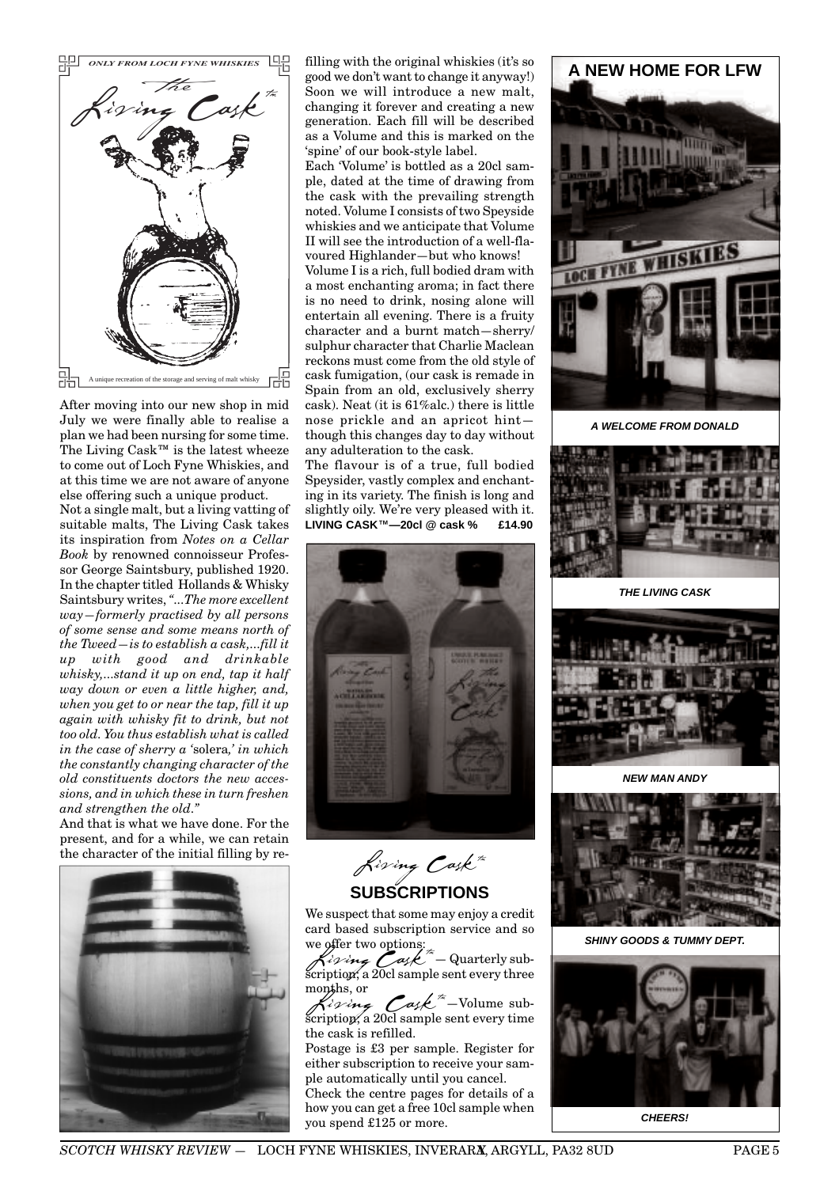ONLY FROM LOCH FYNE WHISKIES

the Living Cask™

A unique recreation of the storage and serving of malt whisky

After moving into our new shop in mid July we were finally able to realise a plan we had been nursing for some time. The Living Cask™ is the latest wheeze to come out of Loch Fyne Whiskies, and at this time we are not aware of anyone else offering such a unique product.

Not a single malt, but a living vatting of suitable malts, The Living Cask takes its inspiration from *Notes on a Cellar Book* by renowned connoisseur Professor George Saintsbury, published 1920. In the chapter titled Hollands & Whisky Saintsbury writes, *"...The more excellent way—formerly practised by all persons of some sense and some means north of the Tweed—is to establish a cask,...fill it up with good and drinkable whisky,...stand it up on end, tap it half way down or even a little higher, and, when you get to or near the tap, fill it up again with whisky fit to drink, but not too old. You thus establish what is called in the case of sherry a 'solera,' in which the constantly changing character of the old constituents doctors the new accessions, and in which these in turn freshen and strengthen the old."*

And that is what we have done. For the present, and for a while, we can retain the character of the initial filling by refilling with the original whiskies (it's so good we don't want to change it anyway!) Soon we will introduce a new malt, changing it forever and creating a new generation. Each fill will be described as a Volume and this is marked on the 'spine' of our book-style label.

Each 'Volume' is bottled as a 20cl sample, dated at the time of drawing from the cask with the prevailing strength noted. Volume I consists of two Speyside whiskies and we anticipate that Volume II will see the introduction of a well-flavoured Highlander—but who knows!

Volume I is a rich, full bodied dram with a most enchanting aroma; in fact there is no need to drink, nosing alone will entertain all evening. There is a fruity character and a burnt match—sherry/sulphur character that Charlie Maclean reckons must come from the old style of cask fumigation, (our cask is remade in Spain from an old, exclusively sherry cask). Neat (it is 61%alc.) there is little nose prickle and an apricot hint—though this changes day to day without any adulteration to the cask.

The flavour is of a true, full bodied Speysider, vastly complex and enchanting in its variety. The finish is long and slightly oily. We're very pleased with it.

**LIVING CASK™—20cl @ cask % £14.90**

## Living Cask™ SUBSCRIPTIONS

We suspect that some may enjoy a credit card based subscription service and so we offer two options:

*Living Cask™* — Quarterly subscription, a 20cl sample sent every three months, or

*Living Cask™* —Volume subscription, a 20cl sample sent every time the cask is refilled.

Postage is £3 per sample. Register for either subscription to receive your sample automatically until you cancel.

Check the centre pages for details of how you can get a free 10cl sample when you spend £125 or more.

## A NEW HOME FOR LFW

*A WELCOME FROM DONALD*

*THE LIVING CASK*

*NEW MAN ANDY*

*SHINY GOODS & TUMMY DEPT.*

*CHEERS!*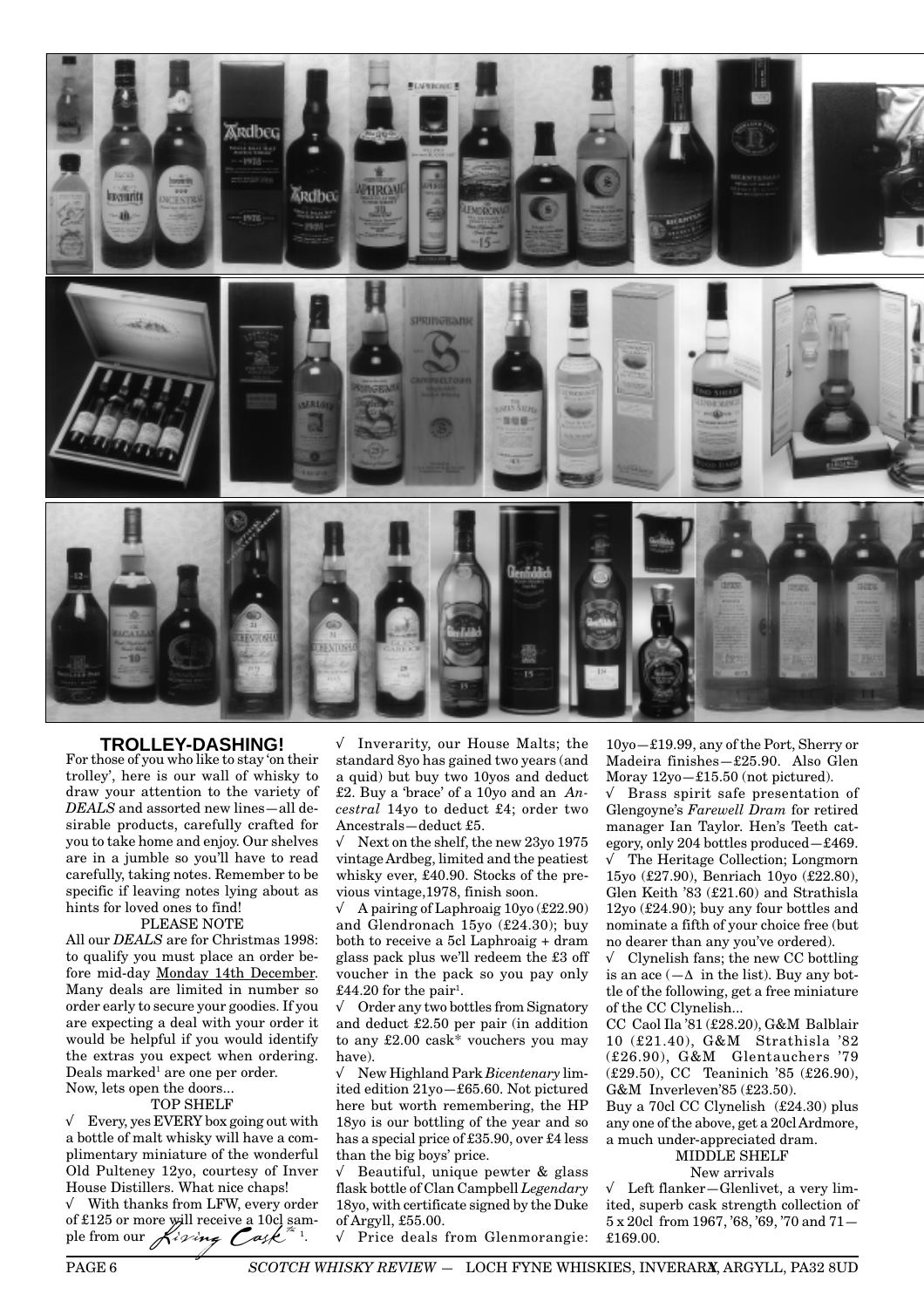## TROLLEY-DASHING!

For those of you who like to stay 'on their trolley', here is our wall of whisky to draw your attention to the variety of *DEALS* and assorted new lines—all desirable products, carefully crafted for you to take home and enjoy. Our shelves are in a jumble so you'll have to read carefully, taking notes. Remember to be specific if leaving notes lying about as hints for loved ones to find!

PLEASE NOTE

All our *DEALS* are for Christmas 1998: to qualify you must place an order before mid-day Monday 14th December. Many deals are limited in number so order early to secure your goodies. If you are expecting a deal with your order it would be helpful if you would identify the extras you expect when ordering. Deals marked[1] are one per order.

Now, lets open the doors...

TOP SHELF

√ Every, yes EVERY box going out with a bottle of malt whisky will have a complimentary miniature of the wonderful Old Pulteney 12yo, courtesy of Inver House Distillers. What nice chaps!

√ With thanks from LFW, every order of £125 or more will receive a 10cl sample from our *Living Cask*™ [1].

√ Inverarity, our House Malts; the standard 8yo has gained two years (and a quid) but buy two 10yos and deduct £2. Buy a 'brace' of a 10yo and an *Ancestral* 14yo to deduct £4; order two Ancestrals—deduct £5.

√ Next on the shelf, the new 23yo 1975 vintage Ardbeg, limited and the peatiest whisky ever, £40.90. Stocks of the previous vintage,1978, finish soon.

√ A pairing of Laphroaig 10yo (£22.90) and Glendronach 15yo (£24.30); buy both to receive a 5cl Laphroaig + dram glass pack plus we'll redeem the £3 off voucher in the pack so you pay only £44.20 for the pair[1].

√ Order any two bottles from Signatory and deduct £2.50 per pair (in addition to any £2.00 cask* vouchers you may have).

√ New Highland Park *Bicentenary* limited edition 21yo—£65.60. Not pictured here but worth remembering, the HP 18yo is our bottling of the year and so has a special price of £35.90, over £4 less than the big boys' price.

√ Beautiful, unique pewter & glass flask bottle of Clan Campbell *Legendary* 18yo, with certificate signed by the Duke of Argyll, £55.00.

√ Price deals from Glenmorangie: 10yo—£19.99, any of the Port, Sherry or Madeira finishes—£25.90. Also Glen Moray 12yo—£15.50 (not pictured).

√ Brass spirit safe presentation of Glengoyne's *Farewell Dram* for retired manager Ian Taylor. Hen's Teeth category, only 204 bottles produced—£469.

√ The Heritage Collection; Longmorn 15yo (£27.90), Benriach 10yo (£22.80), Glen Keith '83 (£21.60) and Strathisla 12yo (£24.90); buy any four bottles and nominate a fifth of your choice free (but no dearer than any you've ordered).

√ Clynelish fans; the new CC bottling is an ace (—Δ in the list). Buy any bottle of the following, get a free miniature of the CC Clynelish...

CC Caol Ila '81 (£28.20), G&M Balblair 10 (£21.40), G&M Strathisla '82 (£26.90), G&M Glentauchers '79 (£29.50), CC Teaninich '85 (£26.90), G&M Inverleven'85 (£23.50).

Buy a 70cl CC Clynelish (£24.30) plus any one of the above, get a 20cl Ardmore, a much under-appreciated dram.

MIDDLE SHELF

New arrivals

√ Left flanker—Glenlivet, a very limited, superb cask strength collection of 5 x 20cl from 1967, '68, '69, '70 and 71—£169.00.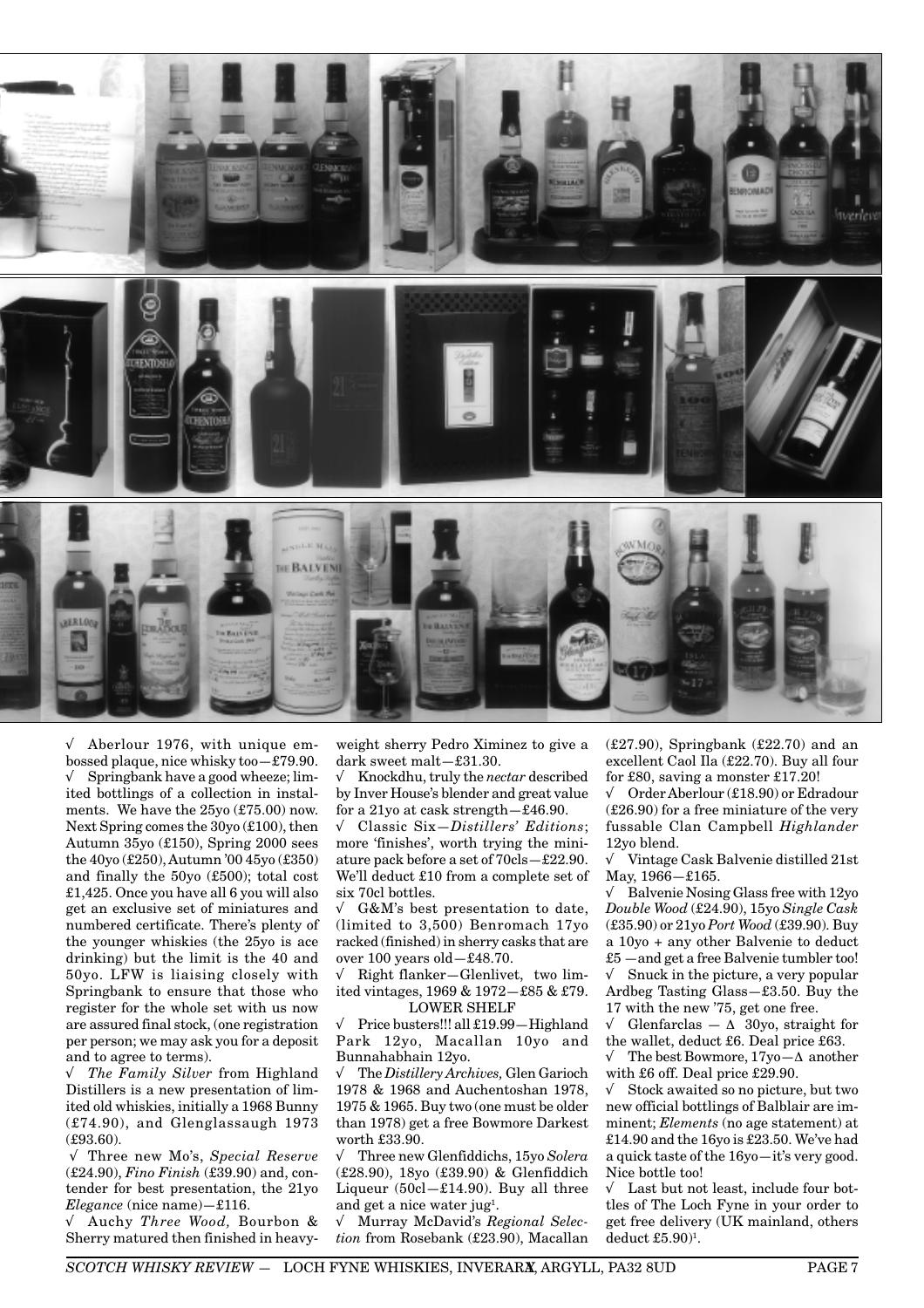√ Aberlour 1976, with unique embossed plaque, nice whisky too—£79.90.

√ Springbank have a good wheeze; limited bottlings of a collection in instalments. We have the 25yo (£75.00) now. Next Spring comes the 30yo (£100), then Autumn 35yo (£150), Spring 2000 sees the 40yo (£250), Autumn '00 45yo (£350) and finally the 50yo (£500); total cost £1,425. Once you have all 6 you will also get an exclusive set of miniatures and numbered certificate. There's plenty of the younger whiskies (the 25yo is ace drinking) but the limit is the 40 and 50yo. LFW is liaising closely with Springbank to ensure that those who register for the whole set with us now are assured final stock, (one registration per person; we may ask you for a deposit and to agree to terms).

√ *The Family Silver* from Highland Distillers is a new presentation of limited old whiskies, initially a 1968 Bunny (£74.90), and Glenglassaugh 1973 (£93.60).

√ Three new Mo's, *Special Reserve* (£24.90), *Fino Finish* (£39.90) and, contender for best presentation, the 21yo *Elegance* (nice name)—£116.

√ Auchy *Three Wood,* Bourbon & Sherry matured then finished in heavy-weight sherry Pedro Ximinez to give a dark sweet malt—£31.30.

√ Knockdhu, truly the *nectar* described by Inver House's blender and great value for a 21yo at cask strength—£46.90.

√ Classic Six—*Distillers' Editions*; more 'finishes', worth trying the miniature pack before a set of 70cls—£22.90. We'll deduct £10 from a complete set of six 70cl bottles.

√ G&M's best presentation to date, (limited to 3,500) Benromach 17yo racked (finished) in sherry casks that are over 100 years old—£48.70.

√ Right flanker—Glenlivet, two limited vintages, 1969 & 1972—£85 & £79.

LOWER SHELF

√ Price busters!!! all £19.99—Highland Park 12yo, Macallan 10yo and Bunnahabhain 12yo.

√ The *Distillery Archives,* Glen Garioch 1978 & 1968 and Auchentoshan 1978, 1975 & 1965. Buy two (one must be older than 1978) get a free Bowmore Darkest worth £33.90.

√ Three new Glenfiddichs, 15yo *Solera* (£28.90), 18yo (£39.90) & Glenfiddich Liqueur (50cl—£14.90). Buy all three and get a nice water jug[1].

√ Murray McDavid's *Regional Selection* from Rosebank (£23.90), Macallan (£27.90), Springbank (£22.70) and an excellent Caol Ila (£22.70). Buy all four for £80, saving a monster £17.20!

√ Order Aberlour (£18.90) or Edradour (£26.90) for a free miniature of the very fussable Clan Campbell *Highlander* 12yo blend.

√ Vintage Cask Balvenie distilled 21st May, 1966—£165.

√ Balvenie Nosing Glass free with 12yo *Double Wood* (£24.90), 15yo *Single Cask* (£35.90) or 21yo *Port Wood* (£39.90). Buy a 10yo + any other Balvenie to deduct £5 —and get a free Balvenie tumbler too!

√ Snuck in the picture, a very popular Ardbeg Tasting Glass—£3.50. Buy the 17 with the new '75, get one free.

√ Glenfarclas — Δ 30yo, straight for the wallet, deduct £6. Deal price £63.

√ The best Bowmore, 17yo—Δ another with £6 off. Deal price £29.90.

√ Stock awaited so no picture, but two new official bottlings of Balblair are imminent; *Elements* (no age statement) at £14.90 and the 16yo is £23.50. We've had a quick taste of the 16yo—it's very good. Nice bottle too!

√ Last but not least, include four bottles of The Loch Fyne in your order to get free delivery (UK mainland, others deduct £5.90)[1].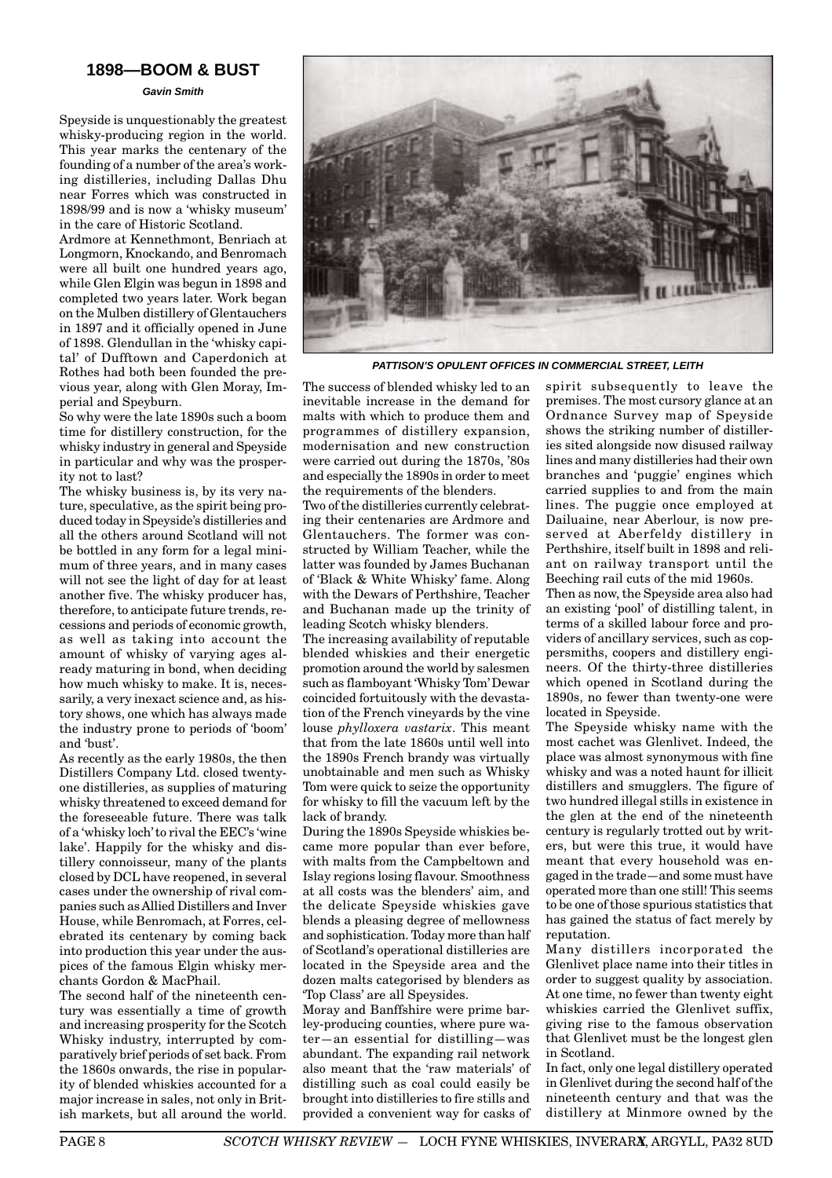## 1898—BOOM & BUST

***Gavin Smith***

Speyside is unquestionably the greatest whisky-producing region in the world. This year marks the centenary of the founding of a number of the area's working distilleries, including Dallas Dhu near Forres which was constructed in 1898/99 and is now a 'whisky museum' in the care of Historic Scotland.

Ardmore at Kennethmont, Benriach at Longmorn, Knockando, and Benromach were all built one hundred years ago, while Glen Elgin was begun in 1898 and completed two years later. Work began on the Mulben distillery of Glentauchers in 1897 and it officially opened in June of 1898. Glendullan in the 'whisky capital' of Dufftown and Caperdonich at Rothes had both been founded the previous year, along with Glen Moray, Imperial and Speyburn.

So why were the late 1890s such a boom time for distillery construction, for the whisky industry in general and Speyside in particular and why was the prosperity not to last?

The whisky business is, by its very nature, speculative, as the spirit being produced today in Speyside's distilleries and all the others around Scotland will not be bottled in any form for a legal minimum of three years, and in many cases will not see the light of day for at least another five. The whisky producer has, therefore, to anticipate future trends, recessions and periods of economic growth, as well as taking into account the amount of whisky of varying ages already maturing in bond, when deciding how much whisky to make. It is, necessarily, a very inexact science and, as history shows, one which has always made the industry prone to periods of 'boom' and 'bust'.

As recently as the early 1980s, the then Distillers Company Ltd. closed twenty-one distilleries, as supplies of maturing whisky threatened to exceed demand for the foreseeable future. There was talk of a 'whisky loch' to rival the EEC's 'wine lake'. Happily for the whisky and distillery connoisseur, many of the plants closed by DCL have reopened, in several cases under the ownership of rival companies such as Allied Distillers and Inver House, while Benromach, at Forres, celebrated its centenary by coming back into production this year under the auspices of the famous Elgin whisky merchants Gordon & MacPhail.

The second half of the nineteenth century was essentially a time of growth and increasing prosperity for the Scotch Whisky industry, interrupted by comparatively brief periods of set back. From the 1860s onwards, the rise in popularity of blended whiskies accounted for a major increase in sales, not only in British markets, but all around the world.

***PATTISON'S OPULENT OFFICES IN COMMERCIAL STREET, LEITH***

The success of blended whisky led to an inevitable increase in the demand for malts with which to produce them and programmes of distillery expansion, modernisation and new construction were carried out during the 1870s, '80s and especially the 1890s in order to meet the requirements of the blenders.

Two of the distilleries currently celebrating their centenaries are Ardmore and Glentauchers. The former was constructed by William Teacher, while the latter was founded by James Buchanan of 'Black & White Whisky' fame. Along with the Dewars of Perthshire, Teacher and Buchanan made up the trinity of leading Scotch whisky blenders.

The increasing availability of reputable blended whiskies and their energetic promotion around the world by salesmen such as flamboyant 'Whisky Tom' Dewar coincided fortuitously with the devastation of the French vineyards by the vine louse *phylloxera vastarix*. This meant that from the late 1860s until well into the 1890s French brandy was virtually unobtainable and men such as Whisky Tom were quick to seize the opportunity for whisky to fill the vacuum left by the lack of brandy.

During the 1890s Speyside whiskies became more popular than ever before, with malts from the Campbeltown and Islay regions losing flavour. Smoothness at all costs was the blenders' aim, and the delicate Speyside whiskies gave blends a pleasing degree of mellowness and sophistication. Today more than half of Scotland's operational distilleries are located in the Speyside area and the dozen malts categorised by blenders as 'Top Class' are all Speysides.

Moray and Banffshire were prime barley-producing counties, where pure water—an essential for distilling—was abundant. The expanding rail network also meant that the 'raw materials' of distilling such as coal could easily be brought into distilleries to fire stills and provided a convenient way for casks of spirit subsequently to leave the premises. The most cursory glance at an Ordnance Survey map of Speyside shows the striking number of distilleries sited alongside now disused railway lines and many distilleries had their own branches and 'puggie' engines which carried supplies to and from the main lines. The puggie once employed at Dailuaine, near Aberlour, is now preserved at Aberfeldy distillery in Perthshire, itself built in 1898 and reliant on railway transport until the Beeching rail cuts of the mid 1960s.

Then as now, the Speyside area also had an existing 'pool' of distilling talent, in terms of a skilled labour force and providers of ancillary services, such as coppersmiths, coopers and distillery engineers. Of the thirty-three distilleries which opened in Scotland during the 1890s, no fewer than twenty-one were located in Speyside.

The Speyside whisky name with the most cachet was Glenlivet. Indeed, the place was almost synonymous with fine whisky and was a noted haunt for illicit distillers and smugglers. The figure of two hundred illegal stills in existence in the glen at the end of the nineteenth century is regularly trotted out by writers, but were this true, it would have meant that every household was engaged in the trade—and some must have operated more than one still! This seems to be one of those spurious statistics that has gained the status of fact merely by reputation.

Many distillers incorporated the Glenlivet place name into their titles in order to suggest quality by association. At one time, no fewer than twenty eight whiskies carried the Glenlivet suffix, giving rise to the famous observation that Glenlivet must be the longest glen in Scotland.

In fact, only one legal distillery operated in Glenlivet during the second half of the nineteenth century and that was the distillery at Minmore owned by the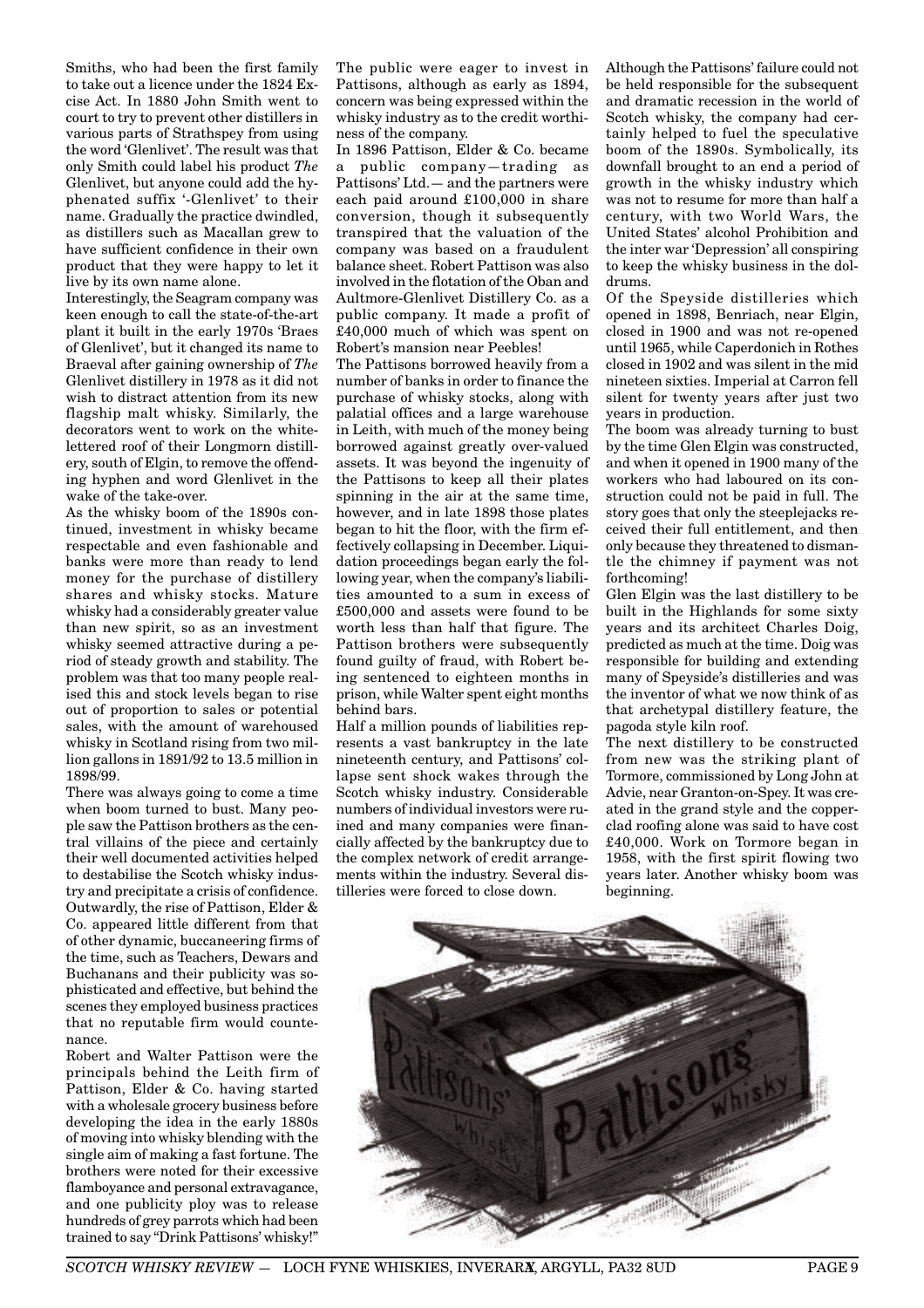Smiths, who had been the first family to take out a licence under the 1824 Excise Act. In 1880 John Smith went to court to try to prevent other distillers in various parts of Strathspey from using the word 'Glenlivet'. The result was that only Smith could label his product *The* Glenlivet, but anyone could add the hyphenated suffix '-Glenlivet' to their name. Gradually the practice dwindled, as distillers such as Macallan grew to have sufficient confidence in their own product that they were happy to let it live by its own name alone.

Interestingly, the Seagram company was keen enough to call the state-of-the-art plant it built in the early 1970s 'Braes of Glenlivet', but it changed its name to Braeval after gaining ownership of *The* Glenlivet distillery in 1978 as it did not wish to distract attention from its new flagship malt whisky. Similarly, the decorators went to work on the white-lettered roof of their Longmorn distillery, south of Elgin, to remove the offending hyphen and word Glenlivet in the wake of the take-over.

As the whisky boom of the 1890s continued, investment in whisky became respectable and even fashionable and banks were more than ready to lend money for the purchase of distillery shares and whisky stocks. Mature whisky had a considerably greater value than new spirit, so as an investment whisky seemed attractive during a period of steady growth and stability. The problem was that too many people realised this and stock levels began to rise out of proportion to sales or potential sales, with the amount of warehoused whisky in Scotland rising from two million gallons in 1891/92 to 13.5 million in 1898/99.

There was always going to come a time when boom turned to bust. Many people saw the Pattison brothers as the central villains of the piece and certainly their well documented activities helped to destabilise the Scotch whisky industry and precipitate a crisis of confidence. Outwardly, the rise of Pattison, Elder & Co. appeared little different from that of other dynamic, buccaneering firms of the time, such as Teachers, Dewars and Buchanans and their publicity was sophisticated and effective, but behind the scenes they employed business practices that no reputable firm would countenance.

Robert and Walter Pattison were the principals behind the Leith firm of Pattison, Elder & Co. having started with a wholesale grocery business before developing the idea in the early 1880s of moving into whisky blending with the single aim of making a fast fortune. The brothers were noted for their excessive flamboyance and personal extravagance, and one publicity ploy was to release hundreds of grey parrots which had been trained to say "Drink Pattisons' whisky!"

The public were eager to invest in Pattisons, although as early as 1894, concern was being expressed within the whisky industry as to the credit worthiness of the company.

In 1896 Pattison, Elder & Co. became a public company—trading as Pattisons' Ltd.— and the partners were each paid around £100,000 in share conversion, though it subsequently transpired that the valuation of the company was based on a fraudulent balance sheet. Robert Pattison was also involved in the flotation of the Oban and Aultmore-Glenlivet Distillery Co. as a public company. It made a profit of £40,000 much of which was spent on Robert's mansion near Peebles!

The Pattisons borrowed heavily from a number of banks in order to finance the purchase of whisky stocks, along with palatial offices and a large warehouse in Leith, with much of the money being borrowed against greatly over-valued assets. It was beyond the ingenuity of the Pattisons to keep all their plates spinning in the air at the same time, however, and in late 1898 those plates began to hit the floor, with the firm effectively collapsing in December. Liquidation proceedings began early the following year, when the company's liabilities amounted to a sum in excess of £500,000 and assets were found to be worth less than half that figure. The Pattison brothers were subsequently found guilty of fraud, with Robert being sentenced to eighteen months in prison, while Walter spent eight months behind bars.

Half a million pounds of liabilities represents a vast bankruptcy in the late nineteenth century, and Pattisons' collapse sent shock wakes through the Scotch whisky industry. Considerable numbers of individual investors were ruined and many companies were financially affected by the bankruptcy due to the complex network of credit arrangements within the industry. Several distilleries were forced to close down.

Although the Pattisons' failure could not be held responsible for the subsequent and dramatic recession in the world of Scotch whisky, the company had certainly helped to fuel the speculative boom of the 1890s. Symbolically, its downfall brought to an end a period of growth in the whisky industry which was not to resume for more than half a century, with two World Wars, the United States' alcohol Prohibition and the inter war 'Depression' all conspiring to keep the whisky business in the doldrums.

Of the Speyside distilleries which opened in 1898, Benriach, near Elgin, closed in 1900 and was not re-opened until 1965, while Caperdonich in Rothes closed in 1902 and was silent in the mid nineteen sixties. Imperial at Carron fell silent for twenty years after just two years in production.

The boom was already turning to bust by the time Glen Elgin was constructed, and when it opened in 1900 many of the workers who had laboured on its construction could not be paid in full. The story goes that only the steeplejacks received their full entitlement, and then only because they threatened to dismantle the chimney if payment was not forthcoming!

Glen Elgin was the last distillery to be built in the Highlands for some sixty years and its architect Charles Doig, predicted as much at the time. Doig was responsible for building and extending many of Speyside's distilleries and was the inventor of what we now think of as that archetypal distillery feature, the pagoda style kiln roof.

The next distillery to be constructed from new was the striking plant of Tormore, commissioned by Long John at Advie, near Granton-on-Spey. It was created in the grand style and the copper-clad roofing alone was said to have cost £40,000. Work on Tormore began in 1958, with the first spirit flowing two years later. Another whisky boom was beginning.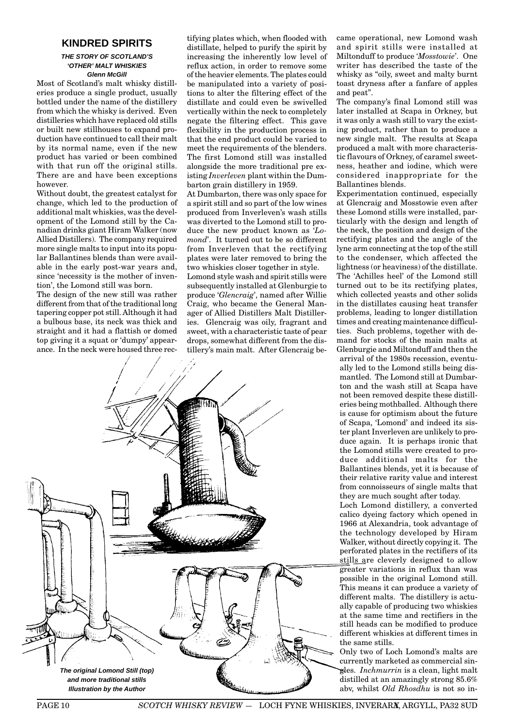## KINDRED SPIRITS

***THE STORY OF SCOTLAND'S 'OTHER' MALT WHISKIES***

***Glenn McGill***

Most of Scotland's malt whisky distilleries produce a single product, usually bottled under the name of the distillery from which the whisky is derived. Even distilleries which have replaced old stills or built new stillhouses to expand production have continued to call their malt by its normal name, even if the new product has varied or been combined with that run off the original stills. There are and have been exceptions however.

Without doubt, the greatest catalyst for change, which led to the production of additional malt whiskies, was the development of the Lomond still by the Canadian drinks giant Hiram Walker (now Allied Distillers). The company required more single malts to input into its popular Ballantines blends than were available in the early post-war years and, since 'necessity is the mother of invention', the Lomond still was born.

The design of the new still was rather different from that of the traditional long tapering copper pot still. Although it had a bulbous base, its neck was thick and straight and it had a flattish or domed top giving it a squat or 'dumpy' appearance. In the neck were housed three rectifying plates which, when flooded with distillate, helped to purify the spirit by increasing the inherently low level of reflux action, in order to remove some of the heavier elements. The plates could be manipulated into a variety of positions to alter the filtering effect of the distillate and could even be swivelled vertically within the neck to completely negate the filtering effect. This gave flexibility in the production process in that the end product could be varied to meet the requirements of the blenders. The first Lomond still was installed alongside the more traditional pre existing *Inverleven* plant within the Dumbarton grain distillery in 1959.

At Dumbarton, there was only space for a spirit still and so part of the low wines produced from Inverleven's wash stills was diverted to the Lomond still to produce the new product known as '*Lomond*'. It turned out to be so different from Inverleven that the rectifying plates were later removed to bring the two whiskies closer together in style.

Lomond style wash and spirit stills were subsequently installed at Glenburgie to produce '*Glencraig*', named after Willie Craig, who became the General Manager of Allied Distillers Malt Distilleries. Glencraig was oily, fragrant and sweet, with a characteristic taste of pear drops, somewhat different from the distillery's main malt. After Glencraig became operational, new Lomond wash and spirit stills were installed at Miltonduff to produce '*Mosstowie*'. One writer has described the taste of the whisky as "oily, sweet and malty burnt toast dryness after a fanfare of apples and peat".

The company's final Lomond still was later installed at Scapa in Orkney, but it was only a wash still to vary the existing product, rather than to produce a new single malt. The results at Scapa produced a malt with more characteristic flavours of Orkney, of caramel sweetness, heather and iodine, which were considered inappropriate for the Ballantines blends.

Experimentation continued, especially at Glencraig and Mosstowie even after these Lomond stills were installed, particularly with the design and length of the neck, the position and design of the rectifying plates and the angle of the lyne arm connecting at the top of the still to the condenser, which affected the lightness (or heaviness) of the distillate. The 'Achilles heel' of the Lomond still turned out to be its rectifying plates, which collected yeasts and other solids in the distillates causing heat transfer problems, leading to longer distillation times and creating maintenance difficulties. Such problems, together with demand for stocks of the main malts at Glenburgie and Miltonduff and then the arrival of the 1980s recession, eventually led to the Lomond stills being dismantled. The Lomond still at Dumbarton and the wash still at Scapa have not been removed despite these distilleries being mothballed. Although there is cause for optimism about the future of Scapa, 'Lomond' and indeed its sister plant Inverleven are unlikely to produce again. It is perhaps ironic that the Lomond stills were created to produce additional malts for the Ballantines blends, yet it is because of their relative rarity value and interest from connoisseurs of single malts that they are much sought after today.

Loch Lomond distillery, a converted calico dyeing factory which opened in 1966 at Alexandria, took advantage of the technology developed by Hiram Walker, without directly copying it. The perforated plates in the rectifiers of its stills are cleverly designed to allow greater variations in reflux than was possible in the original Lomond still. This means it can produce a variety of different malts. The distillery is actually capable of producing two whiskies at the same time and rectifiers in the still heads can be modified to produce different whiskies at different times in the same stills.

Only two of Loch Lomond's malts are currently marketed as commercial singles. *Inchmurrin* is a clean, light malt distilled at an amazingly strong 85.6% abv, whilst *Old Rhosdhu* is not so in-

***The original Lomond Still (top) and more traditional stills***
***Illustration by the Author***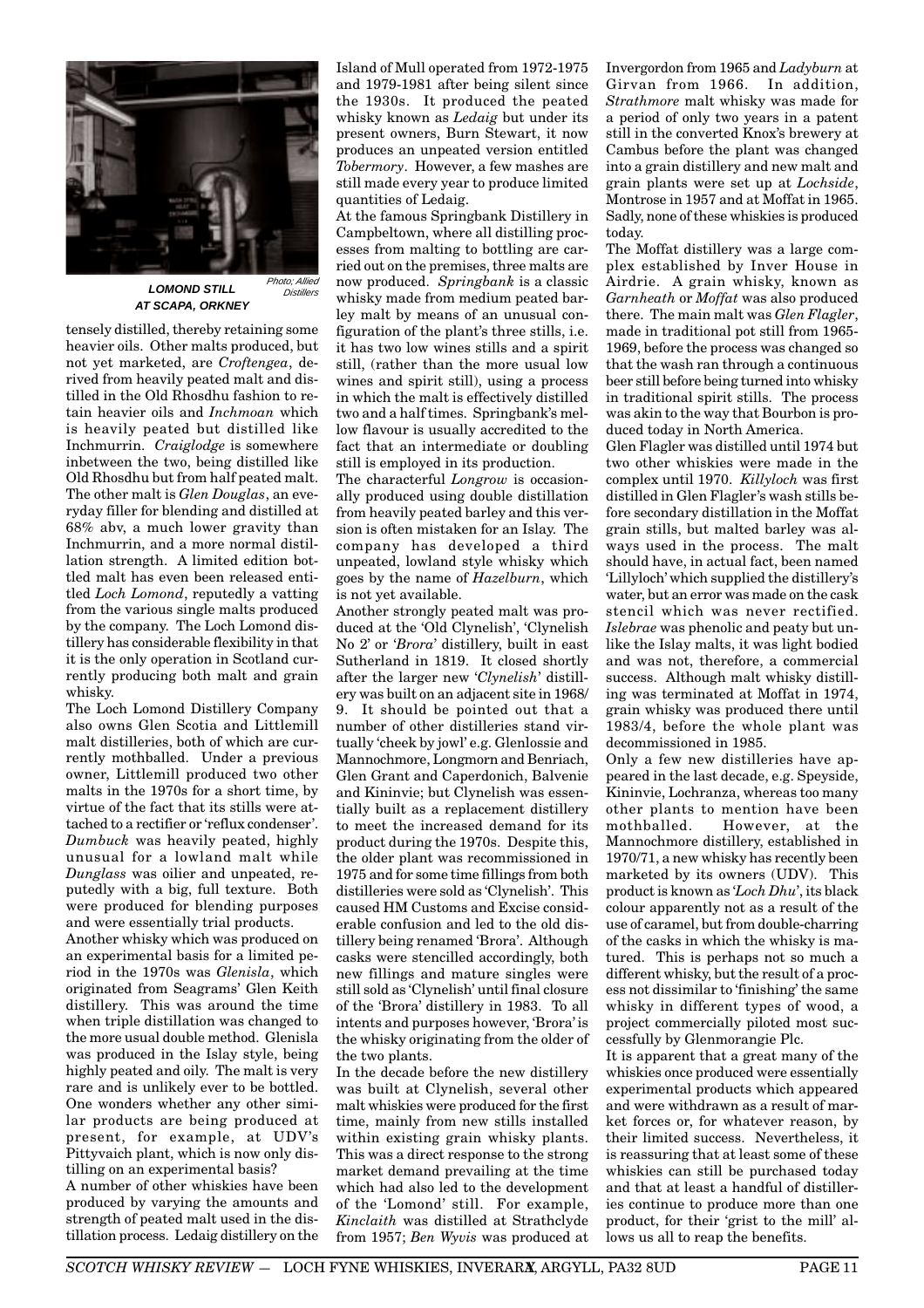LOMOND STILL AT SCAPA, ORKNEY

Photo: Allied Distillers

tensely distilled, thereby retaining some heavier oils. Other malts produced, but not yet marketed, are *Croftengea*, derived from heavily peated malt and distilled in the Old Rhosdhu fashion to retain heavier oils and *Inchmoan* which is heavily peated but distilled like Inchmurrin. *Craiglodge* is somewhere inbetween the two, being distilled like Old Rhosdhu but from half peated malt. The other malt is *Glen Douglas*, an everyday filler for blending and distilled at 68% abv, a much lower gravity than Inchmurrin, and a more normal distillation strength. A limited edition bottled malt has even been released entitled *Loch Lomond*, reputedly a vatting from the various single malts produced by the company. The Loch Lomond distillery has considerable flexibility in that it is the only operation in Scotland currently producing both malt and grain whisky.

The Loch Lomond Distillery Company also owns Glen Scotia and Littlemill malt distilleries, both of which are currently mothballed. Under a previous owner, Littlemill produced two other malts in the 1970s for a short time, by virtue of the fact that its stills were attached to a rectifier or 'reflux condenser'. *Dumbuck* was heavily peated, highly unusual for a lowland malt while *Dunglass* was oilier and unpeated, reputedly with a big, full texture. Both were produced for blending purposes and were essentially trial products.

Another whisky which was produced on an experimental basis for a limited period in the 1970s was *Glenisla*, which originated from Seagrams' Glen Keith distillery. This was around the time when triple distillation was changed to the more usual double method. Glenisla was produced in the Islay style, being highly peated and oily. The malt is very rare and is unlikely ever to be bottled. One wonders whether any other similar products are being produced at present, for example, at UDV's Pittyvaich plant, which is now only distilling on an experimental basis?

A number of other whiskies have been produced by varying the amounts and strength of peated malt used in the distillation process. Ledaig distillery on the Island of Mull operated from 1972-1975 and 1979-1981 after being silent since the 1930s. It produced the peated whisky known as *Ledaig* but under its present owners, Burn Stewart, it now produces an unpeated version entitled *Tobermory*. However, a few mashes are still made every year to produce limited quantities of Ledaig.

At the famous Springbank Distillery in Campbeltown, where all distilling processes from malting to bottling are carried out on the premises, three malts are now produced. *Springbank* is a classic whisky made from medium peated barley malt by means of an unusual configuration of the plant's three stills, i.e. it has two low wines stills and a spirit still, (rather than the more usual low wines and spirit still), using a process in which the malt is effectively distilled two and a half times. Springbank's mellow flavour is usually accredited to the fact that an intermediate or doubling still is employed in its production.

The characterful *Longrow* is occasionally produced using double distillation from heavily peated barley and this version is often mistaken for an Islay. The company has developed a third unpeated, lowland style whisky which goes by the name of *Hazelburn*, which is not yet available.

Another strongly peated malt was produced at the 'Old Clynelish', 'Clynelish No 2' or '*Brora*' distillery, built in east Sutherland in 1819. It closed shortly after the larger new '*Clynelish*' distillery was built on an adjacent site in 1968/9. It should be pointed out that a number of other distilleries stand virtually 'cheek by jowl' e.g. Glenlossie and Mannochmore, Longmorn and Benriach, Glen Grant and Caperdonich, Balvenie and Kininvie; but Clynelish was essentially built as a replacement distillery to meet the increased demand for its product during the 1970s. Despite this, the older plant was recommissioned in 1975 and for some time fillings from both distilleries were sold as 'Clynelish'. This caused HM Customs and Excise considerable confusion and led to the old distillery being renamed 'Brora'. Although casks were stencilled accordingly, both new fillings and mature singles were still sold as 'Clynelish' until final closure of the 'Brora' distillery in 1983. To all intents and purposes however, 'Brora' is the whisky originating from the older of the two plants.

In the decade before the new distillery was built at Clynelish, several other malt whiskies were produced for the first time, mainly from new stills installed within existing grain whisky plants. This was a direct response to the strong market demand prevailing at the time which had also led to the development of the 'Lomond' still. For example, *Kinclaith* was distilled at Strathclyde from 1957; *Ben Wyvis* was produced at Invergordon from 1965 and *Ladyburn* at Girvan from 1966. In addition, *Strathmore* malt whisky was made for a period of only two years in a patent still in the converted Knox's brewery at Cambus before the plant was changed into a grain distillery and new malt and grain plants were set up at *Lochside*, Montrose in 1957 and at Moffat in 1965. Sadly, none of these whiskies is produced today.

The Moffat distillery was a large complex established by Inver House in Airdrie. A grain whisky, known as *Garnheath* or *Moffat* was also produced there. The main malt was *Glen Flagler*, made in traditional pot still from 1965-1969, before the process was changed so that the wash ran through a continuous beer still before being turned into whisky in traditional spirit stills. The process was akin to the way that Bourbon is produced today in North America.

Glen Flagler was distilled until 1974 but two other whiskies were made in the complex until 1970. *Killyloch* was first distilled in Glen Flagler's wash stills before secondary distillation in the Moffat grain stills, but malted barley was always used in the process. The malt should have, in actual fact, been named 'Lillyloch' which supplied the distillery's water, but an error was made on the cask stencil which was never rectified. *Islebrae* was phenolic and peaty but unlike the Islay malts, it was light bodied and was not, therefore, a commercial success. Although malt whisky distilling was terminated at Moffat in 1974, grain whisky was produced there until 1983/4, before the whole plant was decommissioned in 1985.

Only a few new distilleries have appeared in the last decade, e.g. Speyside, Kininvie, Lochranza, whereas too many other plants to mention have been mothballed. However, at the Mannochmore distillery, established in 1970/71, a new whisky has recently been marketed by its owners (UDV). This product is known as '*Loch Dhu*', its black colour apparently not as a result of the use of caramel, but from double-charring of the casks in which the whisky is matured. This is perhaps not so much a different whisky, but the result of a process not dissimilar to 'finishing' the same whisky in different types of wood, a project commercially piloted most successfully by Glenmorangie Plc.

It is apparent that a great many of the whiskies once produced were essentially experimental products which appeared and were withdrawn as a result of market forces or, for whatever reason, by their limited success. Nevertheless, it is reassuring that at least some of these whiskies can still be purchased today and that at least a handful of distilleries continue to produce more than one product, for their 'grist to the mill' allows us all to reap the benefits.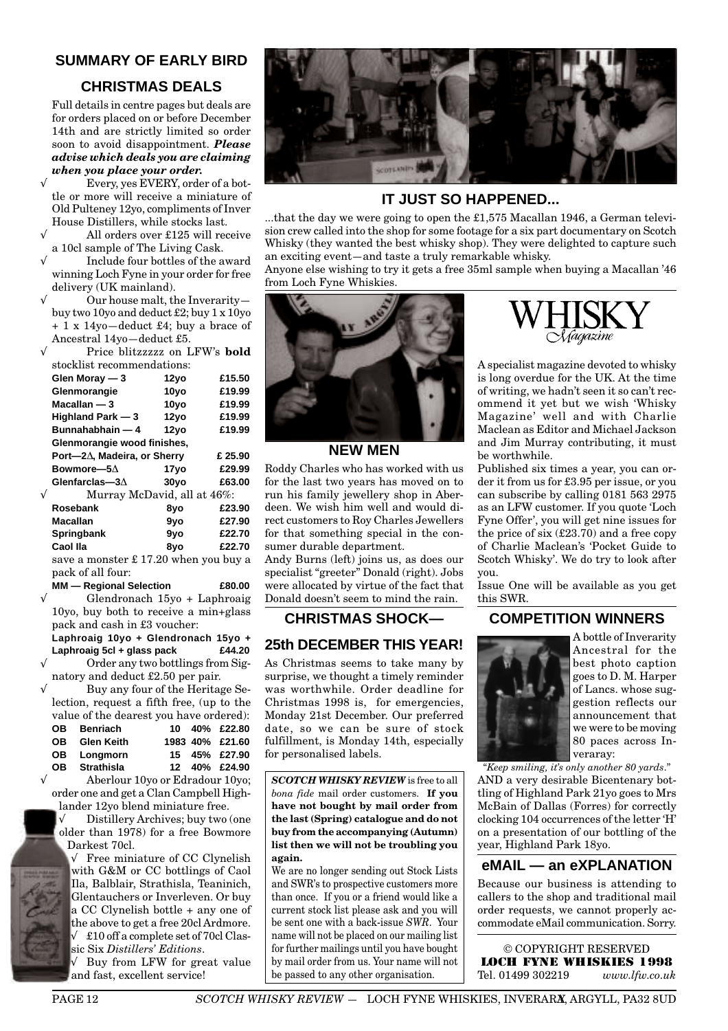## SUMMARY OF EARLY BIRD

## CHRISTMAS DEALS

Full details in centre pages but deals are for orders placed on or before December 14th and are strictly limited so order soon to avoid disappointment. ***Please advise which deals you are claiming when you place your order.***

√ Every, yes EVERY, order of a bottle or more will receive a miniature of Old Pulteney 12yo, compliments of Inver House Distillers, while stocks last.

√ All orders over £125 will receive a 10cl sample of The Living Cask.

√ Include four bottles of the award winning Loch Fyne in your order for free delivery (UK mainland).

√ Our house malt, the Inverarity—buy two 10yo and deduct £2; buy 1 x 10yo + 1 x 14yo—deduct £4; buy a brace of Ancestral 14yo—deduct £5.

√ Price blitzzzzz on LFW's **bold** stocklist recommendations:

| | | |
|---|---|---|
| **Glen Moray — 3** | **12yo** | **£15.50** |
| **Glenmorangie** | **10yo** | **£19.99** |
| **Macallan — 3** | **10yo** | **£19.99** |
| **Highland Park — 3** | **12yo** | **£19.99** |
| **Bunnahabhain — 4** | **12yo** | **£19.99** |
| **Glenmorangie wood finishes,** | | |
| **Port—2∆, Madeira, or Sherry** | | **£ 25.90** |
| **Bowmore—5∆** | **17yo** | **£29.99** |
| **Glenfarclas—3∆** | **30yo** | **£63.00** |

√ Murray McDavid, all at 46%:

| | | |
|---|---|---|
| **Rosebank** | **8yo** | **£23.90** |
| **Macallan** | **9yo** | **£27.90** |
| **Springbank** | **9yo** | **£22.70** |
| **Caol Ila** | **8yo** | **£22.70** |

save a monster £ 17.20 when you buy a pack of all four:

**MM — Regional Selection £80.00**

√ Glendronach 15yo + Laphroaig 10yo, buy both to receive a min+glass pack and cash in £3 voucher:

**Laphroaig 10yo + Glendronach 15yo + Laphroaig 5cl + glass pack £44.20**

√ Order any two bottlings from Signatory and deduct £2.50 per pair.

√ Buy any four of the Heritage Selection, request a fifth free, (up to the value of the dearest you have ordered):

| | | | | |
|---|---|---|---|---|
| **OB** | **Benriach** | **10** | **40%** | **£22.80** |
| **OB** | **Glen Keith** | **1983** | **40%** | **£21.60** |
| **OB** | **Longmorn** | **15** | **45%** | **£27.90** |
| **OB** | **Strathisla** | **12** | **40%** | **£24.90** |

√ Aberlour 10yo or Edradour 10yo; order one and get a Clan Campbell Highlander 12yo blend miniature free.

√ Distillery Archives; buy two (one older than 1978) for a free Bowmore Darkest 70cl.

√ Free miniature of CC Clynelish with G&M or CC bottlings of Caol Ila, Balblair, Strathisla, Teaninich, Glentauchers or Inverleven. Or buy a CC Clynelish bottle + any one of the above to get a free 20cl Ardmore.

√ £10 off a complete set of 70cl Classic Six *Distillers' Editions*.

√ Buy from LFW for great value and fast, excellent service!

## IT JUST SO HAPPENED...

...that the day we were going to open the £1,575 Macallan 1946, a German television crew called into the shop for some footage for a six part documentary on Scotch Whisky (they wanted the best whisky shop). They were delighted to capture such an exciting event—and taste a truly remarkable whisky.

Anyone else wishing to try it gets a free 35ml sample when buying a Macallan '46 from Loch Fyne Whiskies.

## NEW MEN

Roddy Charles who has worked with us for the last two years has moved on to run his family jewellery shop in Aberdeen. We wish him well and would direct customers to Roy Charles Jewellers for that something special in the consumer durable department.

Andy Burns (left) joins us, as does our specialist "greeter" Donald (right). Jobs were allocated by virtue of the fact that Donald doesn't seem to mind the rain.

## CHRISTMAS SHOCK—

## 25th DECEMBER THIS YEAR!

As Christmas seems to take many by surprise, we thought a timely reminder was worthwhile. Order deadline for Christmas 1998 is, for emergencies, Monday 21st December. Our preferred date, so we can be sure of stock fulfillment, is Monday 14th, especially for personalised labels.

***SCOTCH WHISKY REVIEW*** is free to all *bona fide* mail order customers. **If you have not bought by mail order from the last (Spring) catalogue and do not buy from the accompanying (Autumn) list then we will not be troubling you again.**

We are no longer sending out Stock Lists and SWR's to prospective customers more than once. If you or a friend would like a current stock list please ask and you will be sent one with a back-issue *SWR*. Your name will not be placed on our mailing list for further mailings until you have bought by mail order from us. Your name will not be passed to any other organisation.

WHISKY *Magazine*

A specialist magazine devoted to whisky is long overdue for the UK. At the time of writing, we hadn't seen it so can't recommend it yet but we wish 'Whisky Magazine' well and with Charlie Maclean as Editor and Michael Jackson and Jim Murray contributing, it must be worthwhile.

Published six times a year, you can order it from us for £3.95 per issue, or you can subscribe by calling 0181 563 2975 as an LFW customer. If you quote 'Loch Fyne Offer', you will get nine issues for the price of six (£23.70) and a free copy of Charlie Maclean's 'Pocket Guide to Scotch Whisky'. We do try to look after you.

Issue One will be available as you get this SWR.

## COMPETITION WINNERS

A bottle of Inverarity Ancestral for the best photo caption goes to D. M. Harper of Lancs. whose suggestion reflects our announcement that we were to be moving 80 paces across Inveraray:

*"Keep smiling, it's only another 80 yards."*

AND a very desirable Bicentenary bottling of Highland Park 21yo goes to Mrs McBain of Dallas (Forres) for correctly clocking 104 occurrences of the letter 'H' on a presentation of our bottling of the year, Highland Park 18yo.

## eMAIL — an eXPLANATION

Because our business is attending to callers to the shop and traditional mail order requests, we cannot properly accommodate eMail communication. Sorry.

© COPYRIGHT RESERVED
**LOCH FYNE WHISKIES 1998**
Tel. 01499 302219 *www.lfw.co.uk*